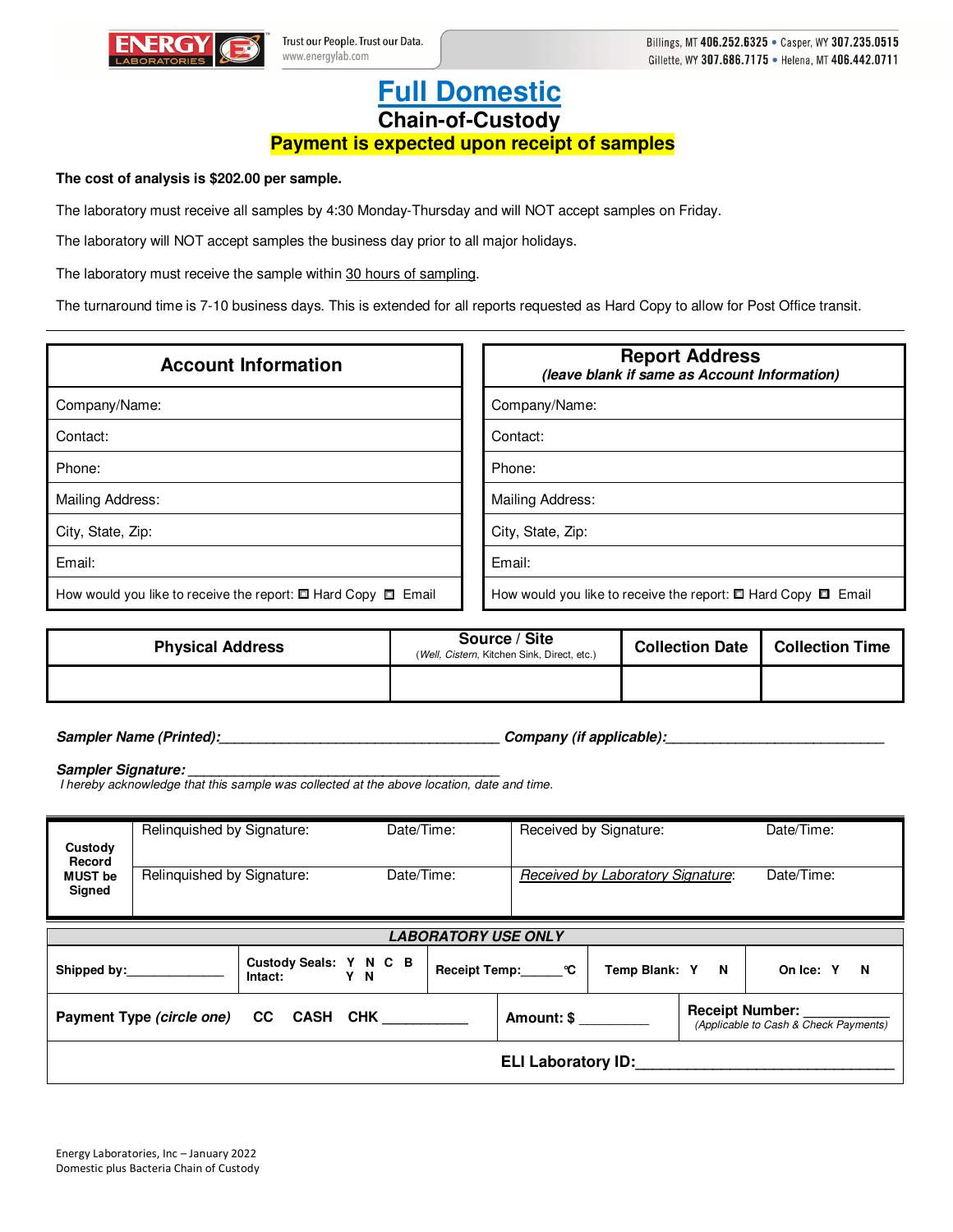ENERGY LABORATORIES

Trust our People. Trust our Data.
www.energylab.com

Billings, MT **406.252.6325** • Casper, WY **307.235.0515**
Gillette, WY **307.686.7175** • Helena, MT **406.442.0711**

# Full Domestic

## Chain-of-Custody

**Payment is expected upon receipt of samples**

**The cost of analysis is $202.00 per sample.**

The laboratory must receive all samples by 4:30 Monday-Thursday and will NOT accept samples on Friday.

The laboratory will NOT accept samples the business day prior to all major holidays.

The laboratory must receive the sample within 30 hours of sampling.

The turnaround time is 7-10 business days. This is extended for all reports requested as Hard Copy to allow for Post Office transit.

| **Account Information** |
|---|
| Company/Name: |
| Contact: |
| Phone: |
| Mailing Address: |
| City, State, Zip: |
| Email: |
| How would you like to receive the report: ☐ Hard Copy ☐ Email |

| **Report Address** *(leave blank if same as Account Information)* |
|---|
| Company/Name: |
| Contact: |
| Phone: |
| Mailing Address: |
| City, State, Zip: |
| Email: |
| How would you like to receive the report: ☐ Hard Copy ☐ Email |

| **Physical Address** | **Source / Site** (*Well, Cistern*, Kitchen Sink, Direct, etc.) | **Collection Date** | **Collection Time** |
|---|---|---|---|
| | | | |

***Sampler Name (Printed):***___________________________________ ***Company (if applicable):***____________________________

***Sampler Signature:*** __________________________________________
*I hereby acknowledge that this sample was collected at the above location, date and time.*

| **Custody Record MUST be Signed** | Relinquished by Signature: | Date/Time: | Received by Signature: | Date/Time: |
|---|---|---|---|---|
| | Relinquished by Signature: | Date/Time: | *Received by Laboratory Signature*: | Date/Time: |

| ***LABORATORY USE ONLY*** | | | | |
|---|---|---|---|---|
| **Shipped by:**______________ | **Custody Seals:** Y N C B **Intact:** Y N | **Receipt Temp:**______°C | **Temp Blank:** Y N | **On Ice:** Y N |
| **Payment Type** ***(circle one)*** CC CASH CHK __________ | | **Amount: $** _________ | | **Receipt Number:** __________ *(Applicable to Cash & Check Payments)* |
| **ELI Laboratory ID:**______________________________ | | | | |

Energy Laboratories, Inc – January 2022
Domestic plus Bacteria Chain of Custody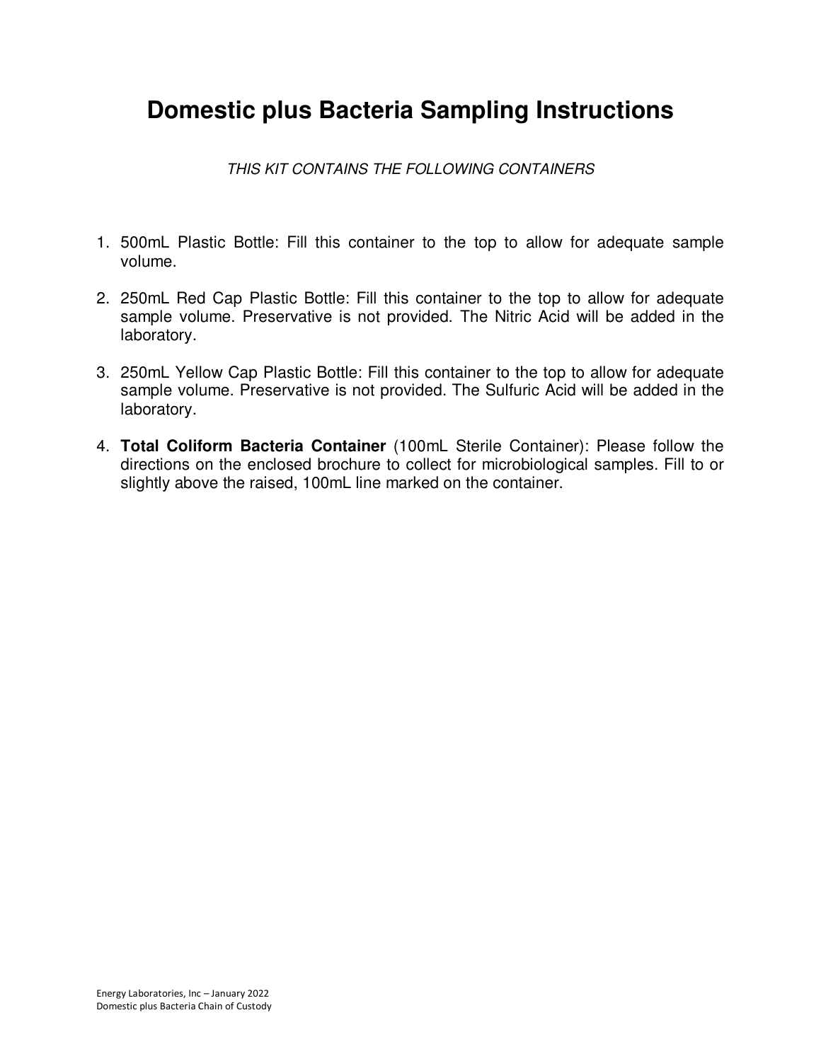# Domestic plus Bacteria Sampling Instructions

*THIS KIT CONTAINS THE FOLLOWING CONTAINERS*

1. 500mL Plastic Bottle: Fill this container to the top to allow for adequate sample volume.

2. 250mL Red Cap Plastic Bottle: Fill this container to the top to allow for adequate sample volume. Preservative is not provided. The Nitric Acid will be added in the laboratory.

3. 250mL Yellow Cap Plastic Bottle: Fill this container to the top to allow for adequate sample volume. Preservative is not provided. The Sulfuric Acid will be added in the laboratory.

4. **Total Coliform Bacteria Container** (100mL Sterile Container): Please follow the directions on the enclosed brochure to collect for microbiological samples. Fill to or slightly above the raised, 100mL line marked on the container.